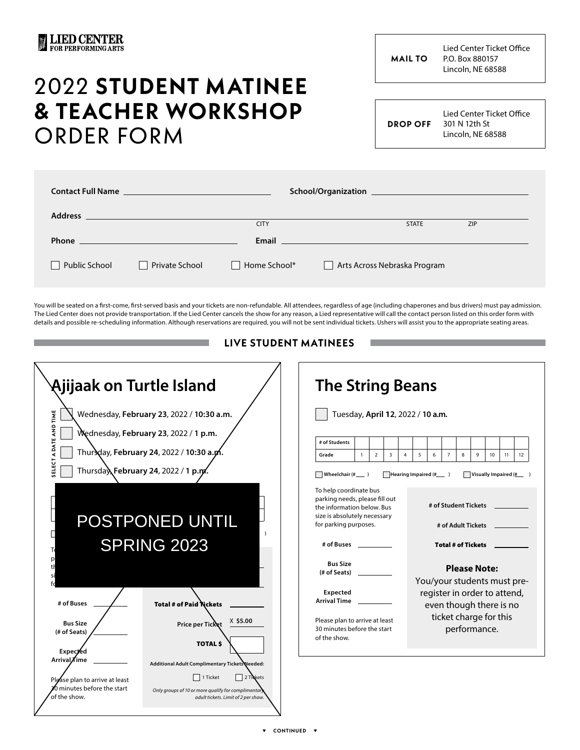LIED CENTER FOR PERFORMING ARTS

# 2022 **STUDENT MATINEE & TEACHER WORKSHOP** ORDER FORM

**MAIL TO**
Lied Center Ticket Office
P.O. Box 880157
Lincoln, NE 68588

**DROP OFF**
Lied Center Ticket Office
301 N 12th St
Lincoln, NE 68588

**Contact Full Name** ____________________ **School/Organization** ____________________

**Address** ____________________ CITY ______ STATE ______ ZIP ______

**Phone** ____________________ **Email** ____________________

☐ Public School ☐ Private School ☐ Home School* ☐ Arts Across Nebraska Program

You will be seated on a first-come, first-served basis and your tickets are non-refundable. All attendees, regardless of age (including chaperones and bus drivers) must pay admission. The Lied Center does not provide transportation. If the Lied Center cancels the show for any reason, a Lied representative will call the contact person listed on this order form with details and possible re-scheduling information. Although reservations are required, you will not be sent individual tickets. Ushers will assist you to the appropriate seating areas.

## LIVE STUDENT MATINEES

### Ajijaak on Turtle Island

POSTPONED UNTIL SPRING 2023

SELECT A DATE AND TIME

☐ Wednesday, **February 23**, 2022 / **10:30 a.m.**
☐ Wednesday, **February 23**, 2022 / **1 p.m.**
☐ Thursday, **February 24**, 2022 / **10:30 a.m.**
☐ Thursday, **February 24**, 2022 / **1 p.m.**

**# of Buses** ________

**Bus Size (# of Seats)** ________

**Expected Arrival Time** ________

Please plan to arrive at least 30 minutes before the start of the show.

**Total # of Paid Tickets** ________

**Price per Ticket** X **$5.00**

**TOTAL $** ________

**Additional Adult Complimentary Tickets Needed:** ☐ 1 Ticket ☐ 2 Tickets

*Only groups of 10 or more qualify for complimentary adult tickets. Limit of 2 per show.*

### The String Beans

☐ Tuesday, **April 12**, 2022 / **10 a.m.**

| # of Students | | | | | | | | | | | | |
|---|---|---|---|---|---|---|---|---|---|---|---|---|
| Grade | 1 | 2 | 3 | 4 | 5 | 6 | 7 | 8 | 9 | 10 | 11 | 12 |

☐ **Wheelchair** (#___) ☐ **Hearing Impaired** (#___) ☐ **Visually Impaired** (#___)

To help coordinate bus parking needs, please fill out the information below. Bus size is absolutely necessary for parking purposes.

**# of Buses** ________

**Bus Size (# of Seats)** ________

**Expected Arrival Time** ________

Please plan to arrive at least 30 minutes before the start of the show.

**# of Student Tickets** ________

**# of Adult Tickets** ________

**Total # of Tickets** ________

**Please Note:**
You/your students must pre-register in order to attend, even though there is no ticket charge for this performance.

▼ CONTINUED ▼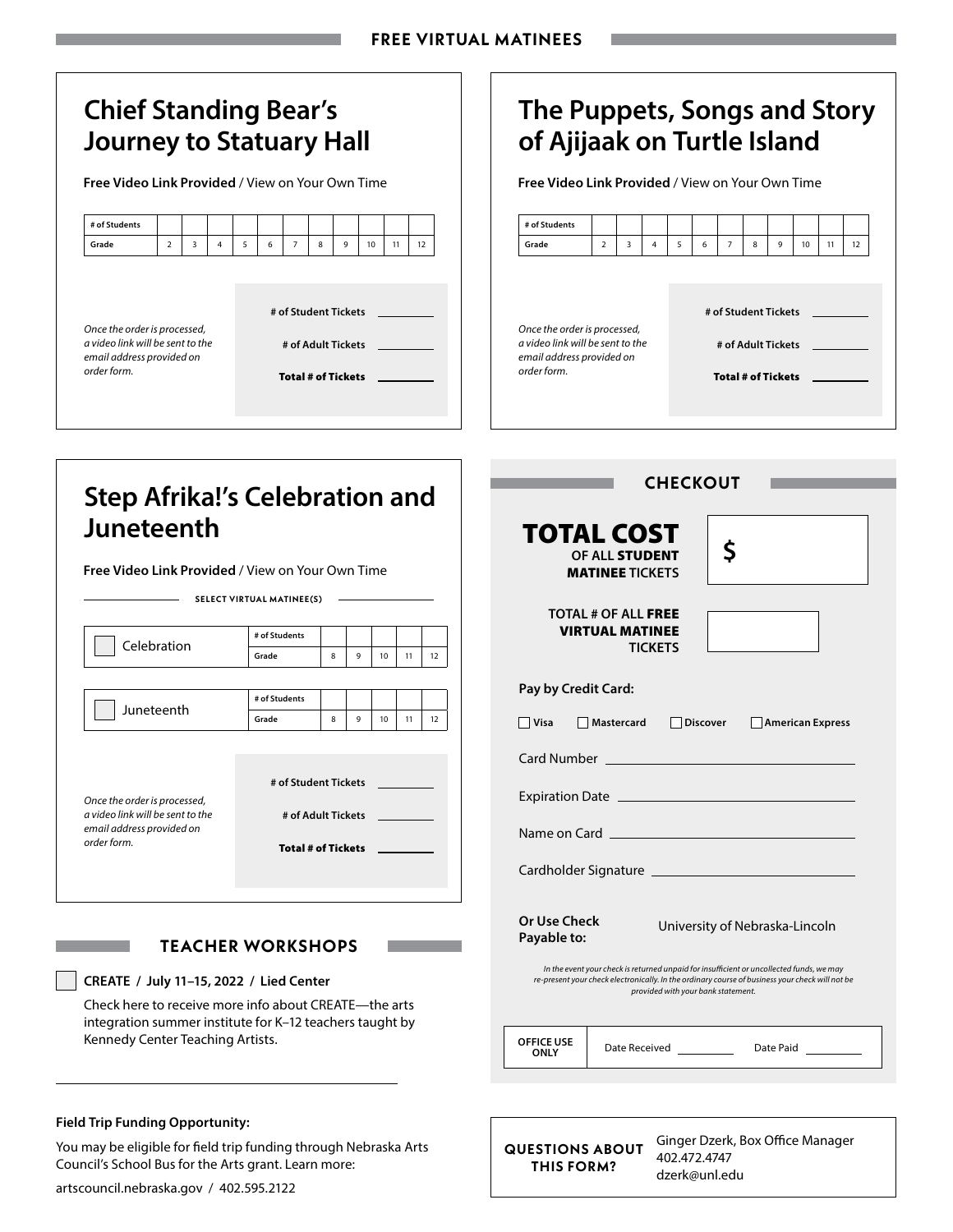## FREE VIRTUAL MATINEES

### Chief Standing Bear's Journey to Statuary Hall

**Free Video Link Provided** / View on Your Own Time

| | | | | | | | | | | | |
|---|---|---|---|---|---|---|---|---|---|---|---|
| **# of Students** | | | | | | | | | | | |
| **Grade** | 2 | 3 | 4 | 5 | 6 | 7 | 8 | 9 | 10 | 11 | 12 |

*Once the order is processed, a video link will be sent to the email address provided on order form.*

**# of Student Tickets** ________

**# of Adult Tickets** ________

**Total # of Tickets** ________

### The Puppets, Songs and Story of Ajijaak on Turtle Island

**Free Video Link Provided** / View on Your Own Time

| | | | | | | | | | | | |
|---|---|---|---|---|---|---|---|---|---|---|---|
| **# of Students** | | | | | | | | | | | |
| **Grade** | 2 | 3 | 4 | 5 | 6 | 7 | 8 | 9 | 10 | 11 | 12 |

*Once the order is processed, a video link will be sent to the email address provided on order form.*

**# of Student Tickets** ________

**# of Adult Tickets** ________

**Total # of Tickets** ________

### Step Afrika!'s Celebration and Juneteenth

**Free Video Link Provided** / View on Your Own Time

**SELECT VIRTUAL MATINEE(S)**

☐ Celebration

| | | | | | |
|---|---|---|---|---|---|
| **# of Students** | | | | | |
| **Grade** | 8 | 9 | 10 | 11 | 12 |

☐ Juneteenth

| | | | | | |
|---|---|---|---|---|---|
| **# of Students** | | | | | |
| **Grade** | 8 | 9 | 10 | 11 | 12 |

*Once the order is processed, a video link will be sent to the email address provided on order form.*

**# of Student Tickets** ________

**# of Adult Tickets** ________

**Total # of Tickets** ________

## TEACHER WORKSHOPS

☐ **CREATE / July 11–15, 2022 / Lied Center**

Check here to receive more info about CREATE—the arts integration summer institute for K–12 teachers taught by Kennedy Center Teaching Artists.

**Field Trip Funding Opportunity:**

You may be eligible for field trip funding through Nebraska Arts Council's School Bus for the Arts grant. Learn more:

artscouncil.nebraska.gov / 402.595.2122

## CHECKOUT

**TOTAL COST OF ALL STUDENT MATINEE TICKETS** $ ________

**TOTAL # OF ALL FREE VIRTUAL MATINEE TICKETS** ________

**Pay by Credit Card:**

☐ **Visa** ☐ **Mastercard** ☐ **Discover** ☐ **American Express**

Card Number ____________________

Expiration Date ____________________

Name on Card ____________________

Cardholder Signature ____________________

**Or Use Check Payable to:** University of Nebraska-Lincoln

*In the event your check is returned unpaid for insufficient or uncollected funds, we may re-present your check electronically. In the ordinary course of business your check will not be provided with your bank statement.*

**OFFICE USE ONLY** Date Received ________ Date Paid ________

**QUESTIONS ABOUT THIS FORM?**

Ginger Dzerk, Box Office Manager
402.472.4747
dzerk@unl.edu